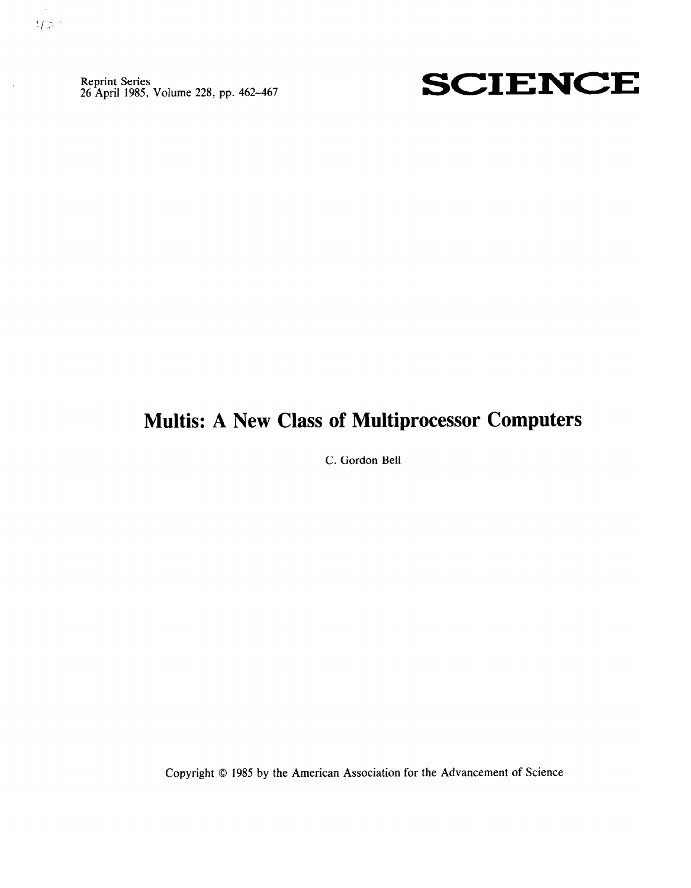Reprint Series
26 April 1985, Volume 228, pp. 462–467

# SCIENCE

# Multis: A New Class of Multiprocessor Computers

C. Gordon Bell

Copyright © 1985 by the American Association for the Advancement of Science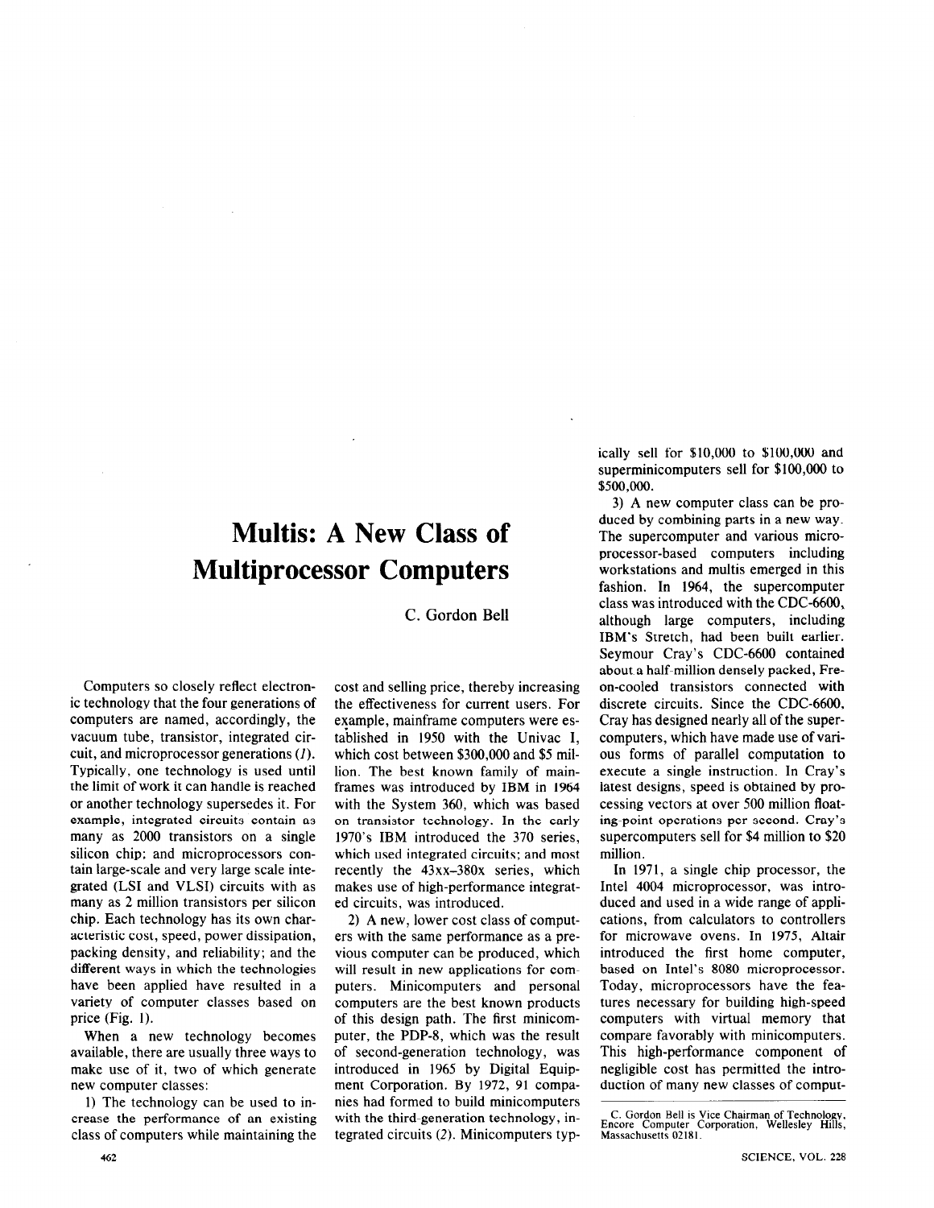# Multis: A New Class of Multiprocessor Computers

C. Gordon Bell

Computers so closely reflect electronic technology that the four generations of computers are named, accordingly, the vacuum tube, transistor, integrated circuit, and microprocessor generations (*1*). Typically, one technology is used until the limit of work it can handle is reached or another technology supersedes it. For example, integrated circuits contain as many as 2000 transistors on a single silicon chip; and microprocessors contain large-scale and very large scale integrated (LSI and VLSI) circuits with as many as 2 million transistors per silicon chip. Each technology has its own characteristic cost, speed, power dissipation, packing density, and reliability; and the different ways in which the technologies have been applied have resulted in a variety of computer classes based on price (Fig. 1).

When a new technology becomes available, there are usually three ways to make use of it, two of which generate new computer classes:

1) The technology can be used to increase the performance of an existing class of computers while maintaining the cost and selling price, thereby increasing the effectiveness for current users. For example, mainframe computers were established in 1950 with the Univac I, which cost between $300,000 and $5 million. The best known family of mainframes was introduced by IBM in 1964 with the System 360, which was based on transistor technology. In the early 1970's IBM introduced the 370 series, which used integrated circuits; and most recently the 43xx–380x series, which makes use of high-performance integrated circuits, was introduced.

2) A new, lower cost class of computers with the same performance as a previous computer can be produced, which will result in new applications for computers. Minicomputers and personal computers are the best known products of this design path. The first minicomputer, the PDP-8, which was the result of second-generation technology, was introduced in 1965 by Digital Equipment Corporation. By 1972, 91 companies had formed to build minicomputers with the third-generation technology, integrated circuits (*2*). Minicomputers typically sell for $10,000 to $100,000 and superminicomputers sell for $100,000 to $500,000.

3) A new computer class can be produced by combining parts in a new way. The supercomputer and various microprocessor-based computers including workstations and multis emerged in this fashion. In 1964, the supercomputer class was introduced with the CDC-6600, although large computers, including IBM's Stretch, had been built earlier. Seymour Cray's CDC-6600 contained about a half-million densely packed, Freon-cooled transistors connected with discrete circuits. Since the CDC-6600, Cray has designed nearly all of the supercomputers, which have made use of various forms of parallel computation to execute a single instruction. In Cray's latest designs, speed is obtained by processing vectors at over 500 million floating-point operations per second. Cray's supercomputers sell for $4 million to $20 million.

In 1971, a single chip processor, the Intel 4004 microprocessor, was introduced and used in a wide range of applications, from calculators to controllers for microwave ovens. In 1975, Altair introduced the first home computer, based on Intel's 8080 microprocessor. Today, microprocessors have the features necessary for building high-speed computers with virtual memory that compare favorably with minicomputers. This high-performance component of negligible cost has permitted the introduction of many new classes of comput-

C. Gordon Bell is Vice Chairman of Technology, Encore Computer Corporation, Wellesley Hills, Massachusetts 02181.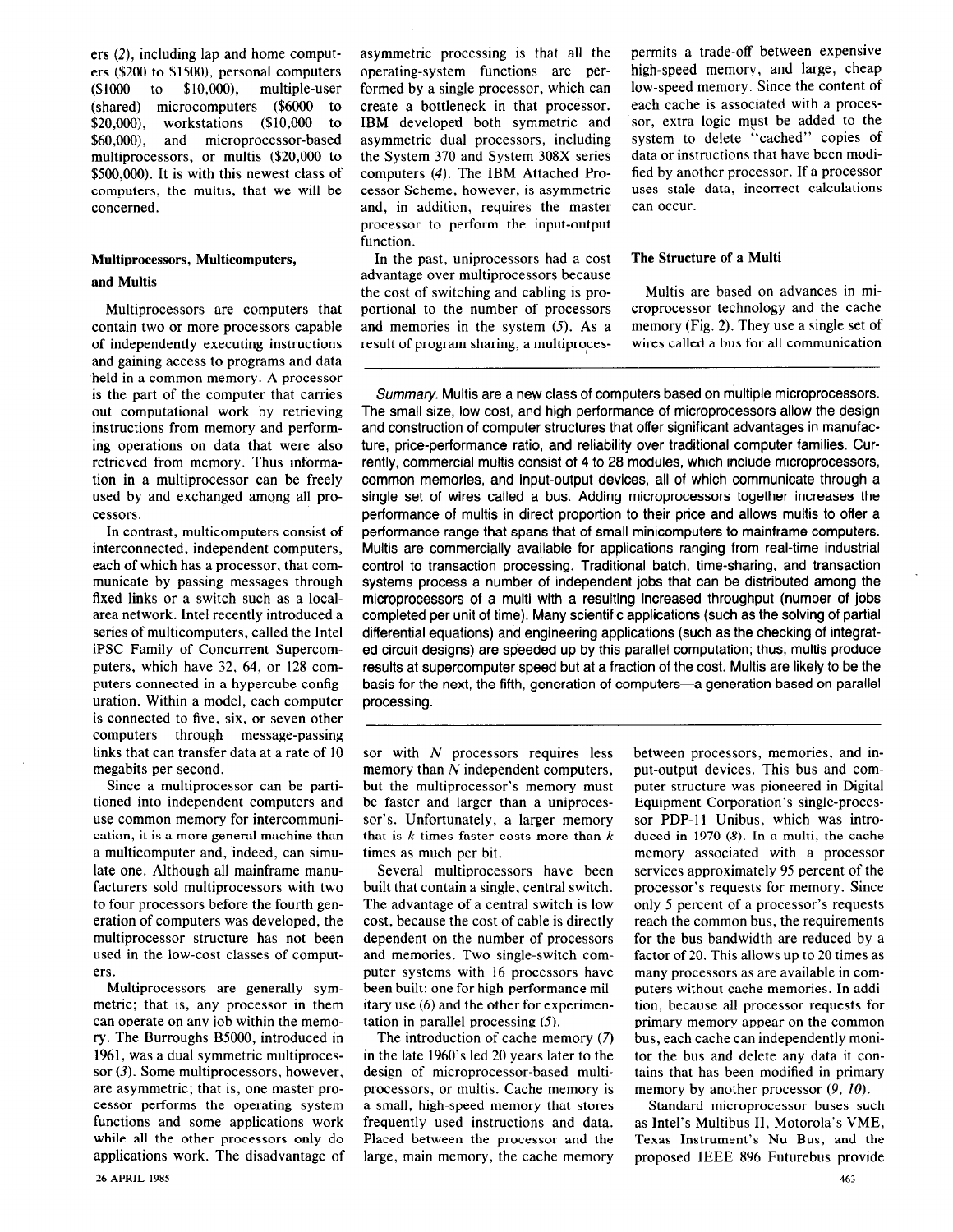ers (2), including lap and home computers ($200 to $1500), personal computers ($1000 to $10,000), multiple-user (shared) microcomputers ($6000 to $20,000), workstations ($10,000 to $60,000), and microprocessor-based multiprocessors, or multis ($20,000 to $500,000). It is with this newest class of computers, the multis, that we will be concerned.

### Multiprocessors, Multicomputers, and Multis

Multiprocessors are computers that contain two or more processors capable of independently executing instructions and gaining access to programs and data held in a common memory. A processor is the part of the computer that carries out computational work by retrieving instructions from memory and performing operations on data that were also retrieved from memory. Thus information in a multiprocessor can be freely used by and exchanged among all processors.

In contrast, multicomputers consist of interconnected, independent computers, each of which has a processor, that communicate by passing messages through fixed links or a switch such as a local-area network. Intel recently introduced a series of multicomputers, called the Intel iPSC Family of Concurrent Supercomputers, which have 32, 64, or 128 computers connected in a hypercube configuration. Within a model, each computer is connected to five, six, or seven other computers through message-passing links that can transfer data at a rate of 10 megabits per second.

Since a multiprocessor can be partitioned into independent computers and use common memory for intercommunication, it is a more general machine than a multicomputer and, indeed, can simulate one. Although all mainframe manufacturers sold multiprocessors with two to four processors before the fourth generation of computers was developed, the multiprocessor structure has not been used in the low-cost classes of computers.

Multiprocessors are generally symmetric; that is, any processor in them can operate on any job within the memory. The Burroughs B5000, introduced in 1961, was a dual symmetric multiprocessor (3). Some multiprocessors, however, are asymmetric; that is, one master processor performs the operating system functions and some applications work while all the other processors only do applications work. The disadvantage of asymmetric processing is that all the operating-system functions are performed by a single processor, which can create a bottleneck in that processor. IBM developed both symmetric and asymmetric dual processors, including the System 370 and System 308X series computers (4). The IBM Attached Processor Scheme, however, is asymmetric and, in addition, requires the master processor to perform the input-output function.

In the past, uniprocessors had a cost advantage over multiprocessors because the cost of switching and cabling is proportional to the number of processors and memories in the system (5). As a result of program sharing, a multiprocessor with $N$ processors requires less memory than $N$ independent computers, but the multiprocessor's memory must be faster and larger than a uniprocessor's. Unfortunately, a larger memory that is $k$ times faster costs more than $k$ times as much per bit.

Several multiprocessors have been built that contain a single, central switch. The advantage of a central switch is low cost, because the cost of cable is directly dependent on the number of processors and memories. Two single-switch computer systems with 16 processors have been built: one for high performance military use (6) and the other for experimentation in parallel processing (5).

The introduction of cache memory (7) in the late 1960's led 20 years later to the design of microprocessor-based multiprocessors, or multis. Cache memory is a small, high-speed memory that stores frequently used instructions and data. Placed between the processor and the large, main memory, the cache memory permits a trade-off between expensive high-speed memory, and large, cheap low-speed memory. Since the content of each cache is associated with a processor, extra logic must be added to the system to delete "cached" copies of data or instructions that have been modified by another processor. If a processor uses stale data, incorrect calculations can occur.

*Summary.* Multis are a new class of computers based on multiple microprocessors. The small size, low cost, and high performance of microprocessors allow the design and construction of computer structures that offer significant advantages in manufacture, price-performance ratio, and reliability over traditional computer families. Currently, commercial multis consist of 4 to 28 modules, which include microprocessors, common memories, and input-output devices, all of which communicate through a single set of wires called a bus. Adding microprocessors together increases the performance of multis in direct proportion to their price and allows multis to offer a performance range that spans that of small minicomputers to mainframe computers. Multis are commercially available for applications ranging from real-time industrial control to transaction processing. Traditional batch, time-sharing, and transaction systems process a number of independent jobs that can be distributed among the microprocessors of a multi with a resulting increased throughput (number of jobs completed per unit of time). Many scientific applications (such as the solving of partial differential equations) and engineering applications (such as the checking of integrated circuit designs) are speeded up by this parallel computation; thus, multis produce results at supercomputer speed but at a fraction of the cost. Multis are likely to be the basis for the next, the fifth, generation of computers—a generation based on parallel processing.

### The Structure of a Multi

Multis are based on advances in microprocessor technology and the cache memory (Fig. 2). They use a single set of wires called a bus for all communication between processors, memories, and input-output devices. This bus and computer structure was pioneered in Digital Equipment Corporation's single-processor PDP-11 Unibus, which was introduced in 1970 (8). In a multi, the cache memory associated with a processor services approximately 95 percent of the processor's requests for memory. Since only 5 percent of a processor's requests reach the common bus, the requirements for the bus bandwidth are reduced by a factor of 20. This allows up to 20 times as many processors as are available in computers without cache memories. In addition, because all processor requests for primary memory appear on the common bus, each cache can independently monitor the bus and delete any data it contains that has been modified in primary memory by another processor (9, 10).

Standard microprocessor buses such as Intel's Multibus II, Motorola's VME, Texas Instrument's Nu Bus, and the proposed IEEE 896 Futurebus provide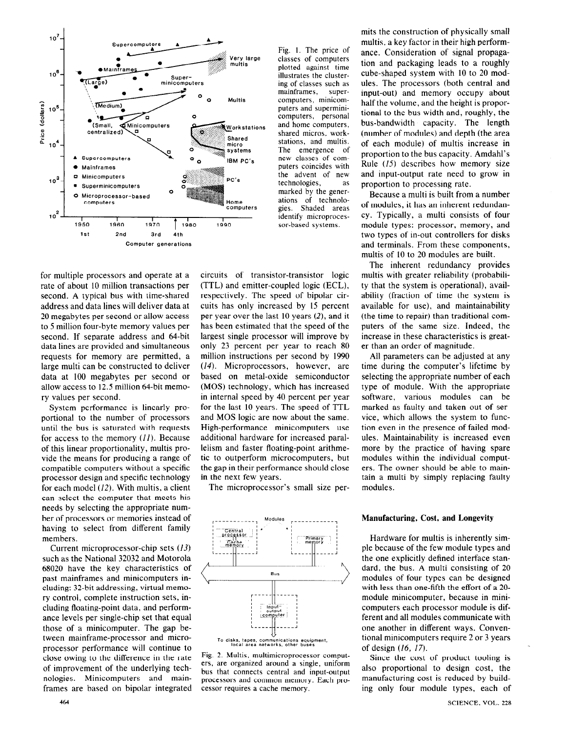Fig. 1. The price of classes of computers plotted against time illustrates the clustering of classes such as mainframes, superminicomputers, minicomputers and superminicomputers, personal and home computers, shared micros, workstations, and multis. The emergence of new classes of computers coincides with the advent of new technologies, as marked by the generations of technologies. Shaded areas identify microprocessor-based systems.

for multiple processors and operate at a rate of about 10 million transactions per second. A typical bus with time-shared address and data lines will deliver data at 20 megabytes per second or allow access to 5 million four-byte memory values per second. If separate address and 64-bit data lines are provided and simultaneous requests for memory are permitted, a large multi can be constructed to deliver data at 100 megabytes per second or allow access to 12.5 million 64-bit memory values per second.

System performance is linearly proportional to the number of processors until the bus is saturated with requests for access to the memory (11). Because of this linear proportionality, multis provide the means for producing a range of compatible computers without a specific processor design and specific technology for each model (12). With multis, a client can select the computer that meets his needs by selecting the appropriate number of processors or memories instead of having to select from different family members.

Current microprocessor-chip sets (13) such as the National 32032 and Motorola 68020 have the key characteristics of past mainframes and minicomputers including: 32-bit addressing, virtual memory control, complete instruction sets, including floating-point data, and performance levels per single-chip set that equal those of a minicomputer. The gap between mainframe-processor and microprocessor performance will continue to close owing to the difference in the rate of improvement of the underlying technologies. Minicomputers and mainframes are based on bipolar integrated circuits of transistor-transistor logic (TTL) and emitter-coupled logic (ECL), respectively. The speed of bipolar circuits has only increased by 15 percent per year over the last 10 years (2), and it has been estimated that the speed of the largest single processor will improve by only 23 percent per year to reach 80 million instructions per second by 1990 (14). Microprocessors, however, are based on metal-oxide semiconductor (MOS) technology, which has increased in internal speed by 40 percent per year for the last 10 years. The speed of TTL and MOS logic are now about the same. High-performance minicomputers use additional hardware for increased parallelism and faster floating-point arithmetic to outperform microcomputers, but the gap in their performance should close in the next few years.

The microprocessor's small size permits the construction of physically small multis, a key factor in their high performance. Consideration of signal propagation and packaging leads to a roughly cube-shaped system with 10 to 20 modules. The processors (both central and input-out) and memory occupy about half the volume, and the height is proportional to the bus width and, roughly, the bus-bandwidth capacity. The length (number of modules) and depth (the area of each module) of multis increase in proportion to the bus capacity. Amdahl's Rule (15) describes how memory size and input-output rate need to grow in proportion to processing rate.

Fig. 2. Multis, multimicroprocessor computers, are organized around a single, uniform bus that connects central and input-output processors and common memory. Each processor requires a cache memory.

Because a multi is built from a number of modules, it has an inherent redundancy. Typically, a multi consists of four module types: processor, memory, and two types of in-out controllers for disks and terminals. From these components, multis of 10 to 20 modules are built.

The inherent redundancy provides multis with greater reliability (probability that the system is operational), availability (fraction of time the system is available for use), and maintainability (the time to repair) than traditional computers of the same size. Indeed, the increase in these characteristics is greater than an order of magnitude.

All parameters can be adjusted at any time during the computer's lifetime by selecting the appropriate number of each type of module. With the appropriate software, various modules can be marked as faulty and taken out of service, which allows the system to function even in the presence of failed modules. Maintainability is increased even more by the practice of having spare modules within the individual computers. The owner should be able to maintain a multi by simply replacing faulty modules.

## Manufacturing, Cost, and Longevity

Hardware for multis is inherently simple because of the few module types and the one explicitly defined interface standard, the bus. A multi consisting of 20 modules of four types can be designed with less than one-fifth the effort of a 20-module minicomputer, because in minicomputers each processor module is different and all modules communicate with one another in different ways. Conventional minicomputers require 2 or 3 years of design (16, 17).

Since the cost of product tooling is also proportional to design cost, the manufacturing cost is reduced by building only four module types, each of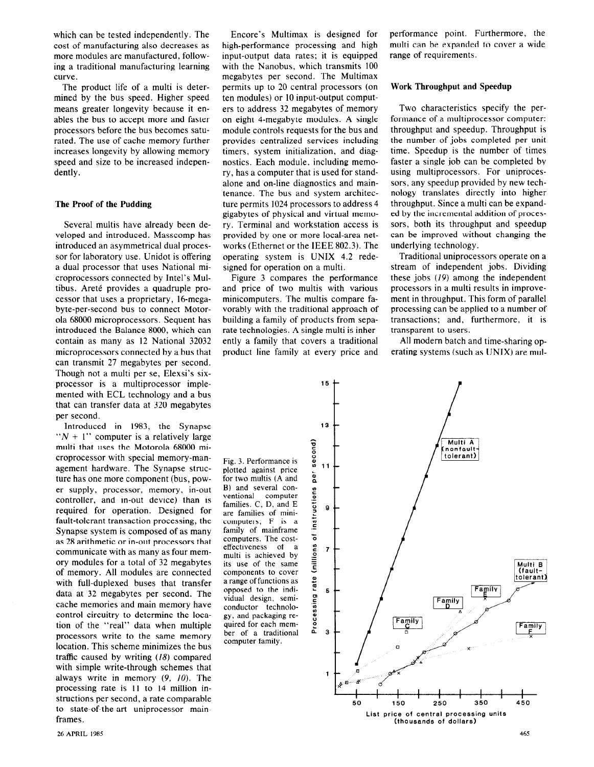which can be tested independently. The cost of manufacturing also decreases as more modules are manufactured, following a traditional manufacturing learning curve.

The product life of a multi is determined by the bus speed. Higher speed means greater longevity because it enables the bus to accept more and faster processors before the bus becomes saturated. The use of cache memory further increases longevity by allowing memory speed and size to be increased independently.

### The Proof of the Pudding

Several multis have already been developed and introduced. Masscomp has introduced an asymmetrical dual processor for laboratory use. Unidot is offering a dual processor that uses National microprocessors connected by Intel's Multibus. Areté provides a quadruple processor that uses a proprietary, 16-megabyte-per-second bus to connect Motorola 68000 microprocessors. Sequent has introduced the Balance 8000, which can contain as many as 12 National 32032 microprocessors connected by a bus that can transmit 27 megabytes per second. Though not a multi per se, Elexsi's six-processor is a multiprocessor implemented with ECL technology and a bus that can transfer data at 320 megabytes per second.

Introduced in 1983, the Synapse "$N + 1$" computer is a relatively large multi that uses the Motorola 68000 microprocessor with special memory-management hardware. The Synapse structure has one more component (bus, power supply, processor, memory, in-out controller, and in-out device) than is required for operation. Designed for fault-tolerant transaction processing, the Synapse system is composed of as many as 28 arithmetic or in-out processors that communicate with as many as four memory modules for a total of 32 megabytes of memory. All modules are connected with full-duplexed buses that transfer data at 32 megabytes per second. The cache memories and main memory have control circuitry to determine the location of the "real" data when multiple processors write to the same memory location. This scheme minimizes the bus traffic caused by writing (*18*) compared with simple write-through schemes that always write in memory (*9, 10*). The processing rate is 11 to 14 million instructions per second, a rate comparable to state-of-the-art uniprocessor mainframes.

Encore's Multimax is designed for high-performance processing and high input-output data rates; it is equipped with the Nanobus, which transmits 100 megabytes per second. The Multimax permits up to 20 central processors (on ten modules) or 10 input-output computers to address 32 megabytes of memory on eight 4-megabyte modules. A single module controls requests for the bus and provides centralized services including timers, system initialization, and diagnostics. Each module, including memory, has a computer that is used for standalone and on-line diagnostics and maintenance. The bus and system architecture permits 1024 processors to address 4 gigabytes of physical and virtual memory. Terminal and workstation access is provided by one or more local-area networks (Ethernet or the IEEE 802.3). The operating system is UNIX 4.2 redesigned for operation on a multi.

Figure 3 compares the performance and price of two multis with various minicomputers. The multis compare favorably with the traditional approach of building a family of products from separate technologies. A single multi is inherently a family that covers a traditional product line family at every price and performance point. Furthermore, the multi can be expanded to cover a wide range of requirements.

Fig. 3. Performance is plotted against price for two multis (A and B) and several conventional computer families. C, D, and E are families of minicomputers; F is a family of mainframe computers. The cost-effectiveness of a multi is achieved by its use of the same components to cover a range of functions as opposed to the individual design, semiconductor technology, and packaging required for each member of a traditional computer family.

### Work Throughput and Speedup

Two characteristics specify the performance of a multiprocessor computer: throughput and speedup. Throughput is the number of jobs completed per unit time. Speedup is the number of times faster a single job can be completed by using multiprocessors. For uniprocessors, any speedup provided by new technology translates directly into higher throughput. Since a multi can be expanded by the incremental addition of processors, both its throughput and speedup can be improved without changing the underlying technology.

Traditional uniprocessors operate on a stream of independent jobs. Dividing these jobs (*19*) among the independent processors in a multi results in improvement in throughput. This form of parallel processing can be applied to a number of transactions; and, furthermore, it is transparent to users.

All modern batch and time-sharing operating systems (such as UNIX) are mul-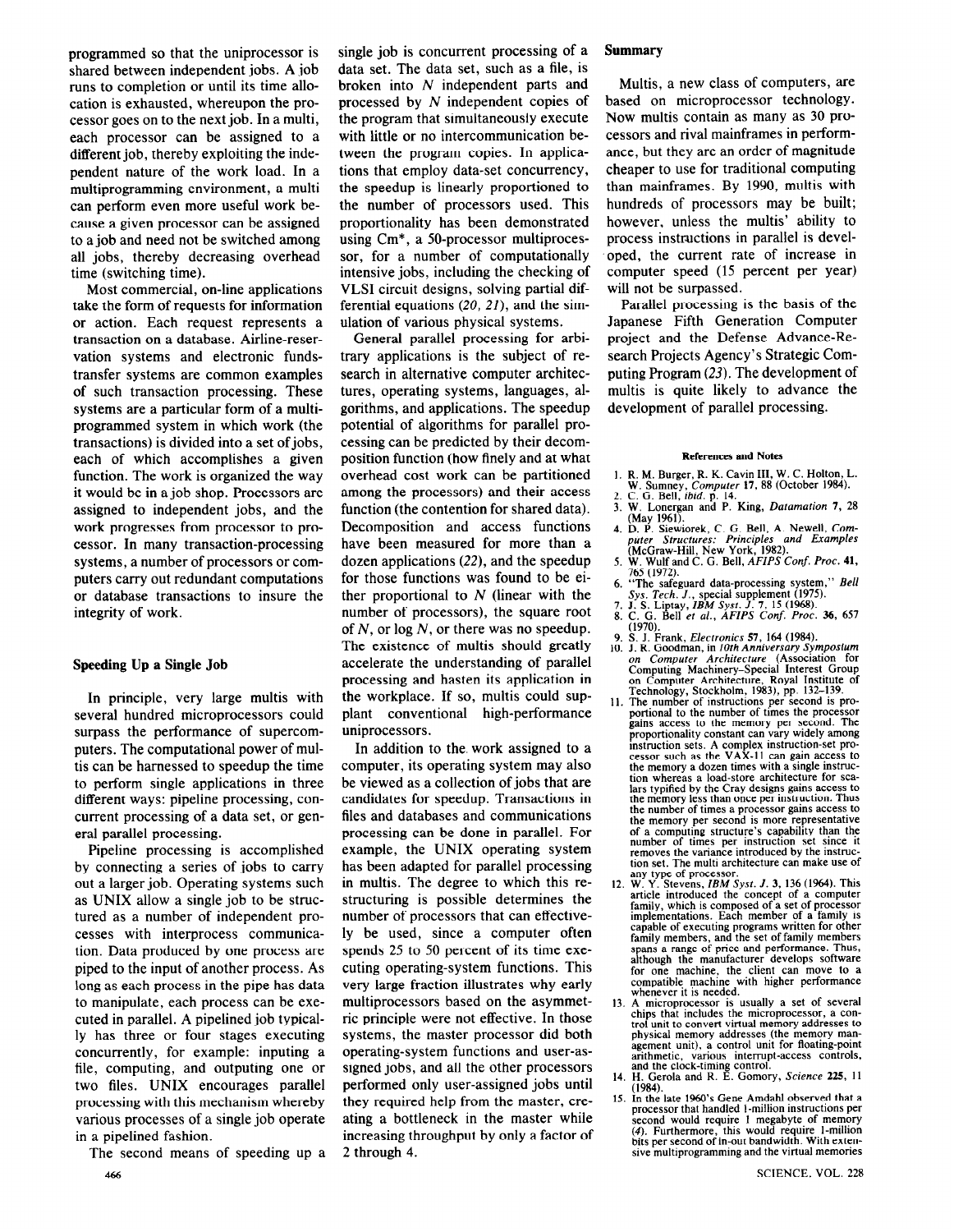programmed so that the uniprocessor is shared between independent jobs. A job runs to completion or until its time allocation is exhausted, whereupon the processor goes on to the next job. In a multi, each processor can be assigned to a different job, thereby exploiting the independent nature of the work load. In a multiprogramming environment, a multi can perform even more useful work because a given processor can be assigned to a job and need not be switched among all jobs, thereby decreasing overhead time (switching time).

Most commercial, on-line applications take the form of requests for information or action. Each request represents a transaction on a database. Airline-reservation systems and electronic funds-transfer systems are common examples of such transaction processing. These systems are a particular form of a multiprogrammed system in which work (the transactions) is divided into a set of jobs, each of which accomplishes a given function. The work is organized the way it would be in a job shop. Processors are assigned to independent jobs, and the work progresses from processor to processor. In many transaction-processing systems, a number of processors or computers carry out redundant computations or database transactions to insure the integrity of work.

## Speeding Up a Single Job

In principle, very large multis with several hundred microprocessors could surpass the performance of supercomputers. The computational power of multis can be harnessed to speedup the time to perform single applications in three different ways: pipeline processing, concurrent processing of a data set, or general parallel processing.

Pipeline processing is accomplished by connecting a series of jobs to carry out a larger job. Operating systems such as UNIX allow a single job to be structured as a number of independent processes with interprocess communication. Data produced by one process are piped to the input of another process. As long as each process in the pipe has data to manipulate, each process can be executed in parallel. A pipelined job typically has three or four stages executing concurrently, for example: inputing a file, computing, and outputing one or two files. UNIX encourages parallel processing with this mechanism whereby various processes of a single job operate in a pipelined fashion.

The second means of speeding up a single job is concurrent processing of a data set. The data set, such as a file, is broken into $N$ independent parts and processed by $N$ independent copies of the program that simultaneously execute with little or no intercommunication between the program copies. In applications that employ data-set concurrency, the speedup is linearly proportioned to the number of processors used. This proportionality has been demonstrated using Cm*, a 50-processor multiprocessor, for a number of computationally intensive jobs, including the checking of VLSI circuit designs, solving partial differential equations (*20, 21*), and the simulation of various physical systems.

General parallel processing for arbitrary applications is the subject of research in alternative computer architectures, operating systems, languages, algorithms, and applications. The speedup potential of algorithms for parallel processing can be predicted by their decomposition function (how finely and at what overhead cost work can be partitioned among the processors) and their access function (the contention for shared data). Decomposition and access functions have been measured for more than a dozen applications (*22*), and the speedup for those functions was found to be either proportional to $N$ (linear with the number of processors), the square root of $N$, or log $N$, or there was no speedup. The existence of multis should greatly accelerate the understanding of parallel processing and hasten its application in the workplace. If so, multis could supplant conventional high-performance uniprocessors.

In addition to the work assigned to a computer, its operating system may also be viewed as a collection of jobs that are candidates for speedup. Transactions in files and databases and communications processing can be done in parallel. For example, the UNIX operating system has been adapted for parallel processing in multis. The degree to which this restructuring is possible determines the number of processors that can effectively be used, since a computer often spends 25 to 50 percent of its time executing operating-system functions. This very large fraction illustrates why early multiprocessors based on the asymmetric principle were not effective. In those systems, the master processor did both operating-system functions and user-assigned jobs, and all the other processors performed only user-assigned jobs until they required help from the master, creating a bottleneck in the master while increasing throughput by only a factor of 2 through 4.

## Summary

Multis, a new class of computers, are based on microprocessor technology. Now multis contain as many as 30 processors and rival mainframes in performance, but they are an order of magnitude cheaper to use for traditional computing than mainframes. By 1990, multis with hundreds of processors may be built; however, unless the multis' ability to process instructions in parallel is developed, the current rate of increase in computer speed (15 percent per year) will not be surpassed.

Parallel processing is the basis of the Japanese Fifth Generation Computer project and the Defense Advance-Research Projects Agency's Strategic Computing Program (*23*). The development of multis is quite likely to advance the development of parallel processing.

### References and Notes

1. R. M. Burger, R. K. Cavin III, W. C. Holton, L. W. Sumney, *Computer* **17**, 88 (October 1984).
2. C. G. Bell, *ibid.* p. 14.
3. W. Lonergan and P. King, *Datamation* **7**, 28 (May 1961).
4. D. P. Siewiorek, C. G. Bell, A. Newell, *Computer Structures: Principles and Examples* (McGraw-Hill, New York, 1982).
5. W. Wulf and C. G. Bell, *AFIPS Conf. Proc.* **41**, 765 (1972).
6. "The safeguard data-processing system," *Bell Sys. Tech. J.*, special supplement (1975).
7. J. S. Liptay, *IBM Syst. J.* **7**, 15 (1968).
8. C. G. Bell *et al.*, *AFIPS Conf. Proc.* **36**, 657 (1970).
9. S. J. Frank, *Electronics* **57**, 164 (1984).
10. J. R. Goodman, in *10th Anniversary Symposium on Computer Architecture* (Association for Computing Machinery–Special Interest Group on Computer Architecture, Royal Institute of Technology, Stockholm, 1983), pp. 132–139.
11. The number of instructions per second is proportional to the number of times the processor gains access to the memory per second. The proportionality constant can vary widely among instruction sets. A complex instruction-set processor such as the VAX-11 can gain access to the memory a dozen times with a single instruction whereas a load-store architecture for scalars typified by the Cray designs gains access to the memory less than once per instruction. Thus the number of times a processor gains access to the memory per second is more representative of a computing structure's capability than the number of times per instruction set since it removes the variance introduced by the instruction set. The multi architecture can make use of any type of processor.
12. W. Y. Stevens, *IBM Syst. J.* **3**, 136 (1964). This article introduced the concept of a computer family, which is composed of a set of processor implementations. Each member of a family is capable of executing programs written for other family members, and the set of family members spans a range of price and performance. Thus, although the manufacturer develops software for one machine, the client can move to a compatible machine with higher performance whenever it is needed.
13. A microprocessor is usually a set of several chips that includes the microprocessor, a control unit to convert virtual memory addresses to physical memory addresses (the memory management unit), a control unit for floating-point arithmetic, various interrupt-access controls, and the clock-timing control.
14. H. Gerola and R. E. Gomory, *Science* **225**, 11 (1984).
15. In the late 1960's Gene Amdahl observed that a processor that handled 1-million instructions per second would require 1 megabyte of memory (*4*). Furthermore, this would require 1-million bits per second of in-out bandwidth. With extensive multiprogramming and the virtual memories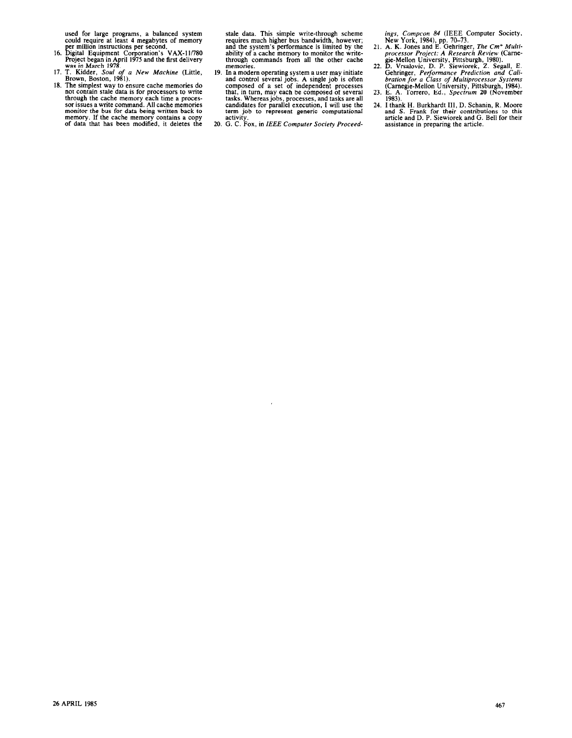used for large programs, a balanced system could require at least 4 megabytes of memory per million instructions per second.

16. Digital Equipment Corporation's VAX-11/780 Project began in April 1975 and the first delivery was in March 1978.
17. T. Kidder, *Soul of a New Machine* (Little, Brown, Boston, 1981).
18. The simplest way to ensure cache memories do not contain stale data is for processors to write through the cache memory each time a processor issues a write command. All cache memories monitor the bus for data being written back to memory. If the cache memory contains a copy of data that has been modified, it deletes the stale data. This simple write-through scheme requires much higher bus bandwidth, however; and the system's performance is limited by the ability of a cache memory to monitor the write-through commands from all the other cache memories.
19. In a modern operating system a user may initiate and control several jobs. A single job is often composed of a set of independent processes that, in turn, may each be composed of several tasks. Whereas jobs, processes, and tasks are all candidates for parallel execution, I will use the term job to represent generic computational activity.
20. G. C. Fox, in *IEEE Computer Society Proceedings, Compcon 84* (IEEE Computer Society, New York, 1984), pp. 70–73.
21. A. K. Jones and E. Gehringer, *The Cm\* Multiprocessor Project: A Research Review* (Carnegie-Mellon University, Pittsburgh, 1980).
22. D. Vrsalovic, D. P. Siewiorek, Z. Segall, E. Gehringer, *Performance Prediction and Calibration for a Class of Multiprocessor Systems* (Carnegie-Mellon University, Pittsburgh, 1984).
23. E. A. Torrero, Ed., *Spectrum* **20** (November 1983).
24. I thank H. Burkhardt III, D. Schanin, R. Moore and S. Frank for their contributions to this article and D. P. Siewiorek and G. Bell for their assistance in preparing the article.